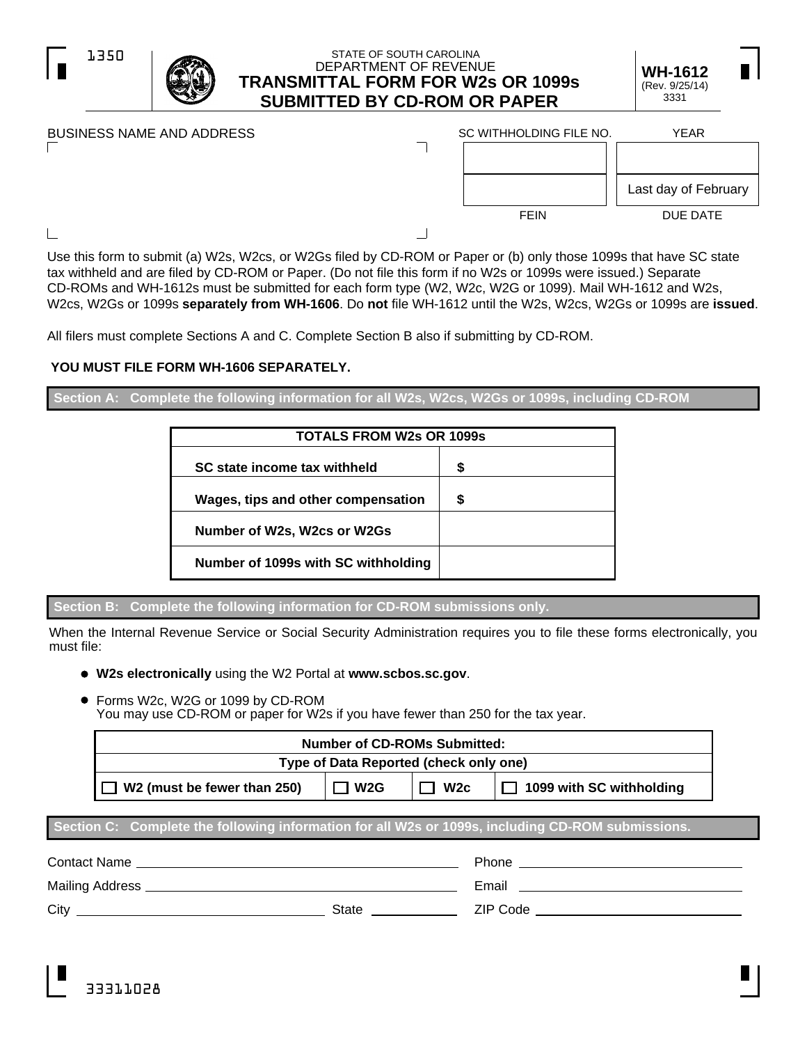1350

STATE OF SOUTH CAROLINA
DEPARTMENT OF REVENUE

# TRANSMITTAL FORM FOR W2s OR 1099s SUBMITTED BY CD-ROM OR PAPER

**WH-1612**
(Rev. 9/25/14)
3331

BUSINESS NAME AND ADDRESS

| SC WITHHOLDING FILE NO. | YEAR |
| --- | --- |
| | |
| | Last day of February |
| FEIN | DUE DATE |

Use this form to submit (a) W2s, W2cs, or W2Gs filed by CD-ROM or Paper or (b) only those 1099s that have SC state tax withheld and are filed by CD-ROM or Paper. (Do not file this form if no W2s or 1099s were issued.) Separate CD-ROMs and WH-1612s must be submitted for each form type (W2, W2c, W2G or 1099). Mail WH-1612 and W2s, W2cs, W2Gs or 1099s **separately from WH-1606**. Do **not** file WH-1612 until the W2s, W2cs, W2Gs or 1099s are **issued**.

All filers must complete Sections A and C. Complete Section B also if submitting by CD-ROM.

**YOU MUST FILE FORM WH-1606 SEPARATELY.**

## Section A: Complete the following information for all W2s, W2cs, W2Gs or 1099s, including CD-ROM

| TOTALS FROM W2s OR 1099s | |
| --- | --- |
| **SC state income tax withheld** | **$** |
| **Wages, tips and other compensation** | **$** |
| **Number of W2s, W2cs or W2Gs** | |
| **Number of 1099s with SC withholding** | |

## Section B: Complete the following information for CD-ROM submissions only.

When the Internal Revenue Service or Social Security Administration requires you to file these forms electronically, you must file:

- **W2s electronically** using the W2 Portal at **www.scbos.sc.gov**.
- Forms W2c, W2G or 1099 by CD-ROM
  You may use CD-ROM or paper for W2s if you have fewer than 250 for the tax year.

| **Number of CD-ROMs Submitted:** | | | |
| --- | --- | --- | --- |
| **Type of Data Reported (check only one)** | | | |
| ☐ **W2 (must be fewer than 250)** | ☐ **W2G** | ☐ **W2c** | ☐ **1099 with SC withholding** |

## Section C: Complete the following information for all W2s or 1099s, including CD-ROM submissions.

Contact Name \_\_\_\_\_\_\_\_\_\_\_\_\_\_\_\_\_\_\_\_ Phone \_\_\_\_\_\_\_\_\_\_\_\_\_\_\_\_\_\_\_\_

Mailing Address \_\_\_\_\_\_\_\_\_\_\_\_\_\_\_\_\_\_\_\_ Email \_\_\_\_\_\_\_\_\_\_\_\_\_\_\_\_\_\_\_\_

City \_\_\_\_\_\_\_\_\_\_\_\_\_\_\_\_\_\_\_\_ State \_\_\_\_\_\_\_\_\_\_ ZIP Code \_\_\_\_\_\_\_\_\_\_\_\_\_\_\_\_\_\_\_\_

33311028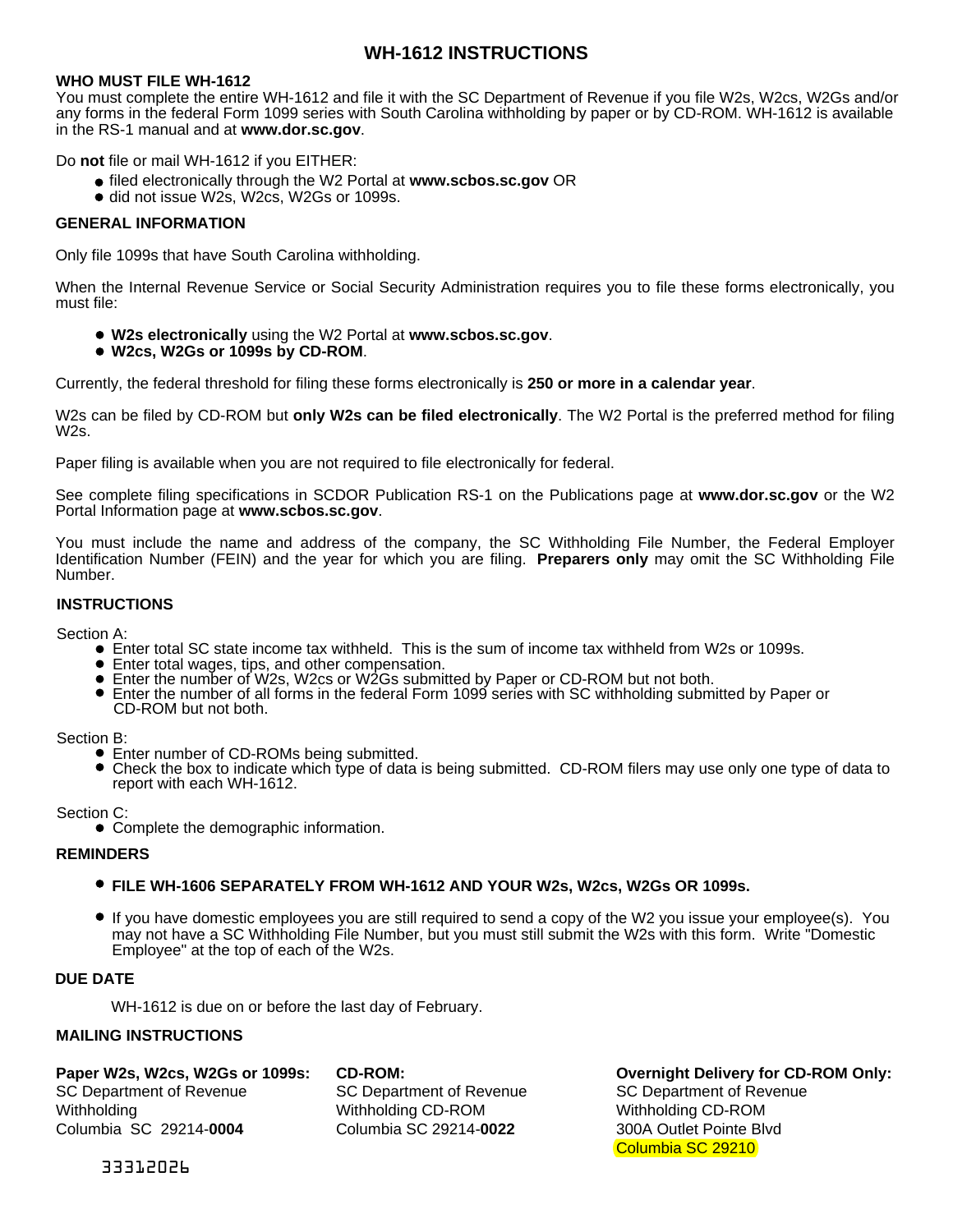# WH-1612 INSTRUCTIONS

## WHO MUST FILE WH-1612

You must complete the entire WH-1612 and file it with the SC Department of Revenue if you file W2s, W2cs, W2Gs and/or any forms in the federal Form 1099 series with South Carolina withholding by paper or by CD-ROM. WH-1612 is available in the RS-1 manual and at **www.dor.sc.gov**.

Do **not** file or mail WH-1612 if you EITHER:

- filed electronically through the W2 Portal at **www.scbos.sc.gov** OR
- did not issue W2s, W2cs, W2Gs or 1099s.

## GENERAL INFORMATION

Only file 1099s that have South Carolina withholding.

When the Internal Revenue Service or Social Security Administration requires you to file these forms electronically, you must file:

- **W2s electronically** using the W2 Portal at **www.scbos.sc.gov**.
- **W2cs, W2Gs or 1099s by CD-ROM**.

Currently, the federal threshold for filing these forms electronically is **250 or more in a calendar year**.

W2s can be filed by CD-ROM but **only W2s can be filed electronically**. The W2 Portal is the preferred method for filing W2s.

Paper filing is available when you are not required to file electronically for federal.

See complete filing specifications in SCDOR Publication RS-1 on the Publications page at **www.dor.sc.gov** or the W2 Portal Information page at **www.scbos.sc.gov**.

You must include the name and address of the company, the SC Withholding File Number, the Federal Employer Identification Number (FEIN) and the year for which you are filing. **Preparers only** may omit the SC Withholding File Number.

## INSTRUCTIONS

Section A:

- Enter total SC state income tax withheld. This is the sum of income tax withheld from W2s or 1099s.
- Enter total wages, tips, and other compensation.
- Enter the number of W2s, W2cs or W2Gs submitted by Paper or CD-ROM but not both.
- Enter the number of all forms in the federal Form 1099 series with SC withholding submitted by Paper or CD-ROM but not both.

Section B:

- Enter number of CD-ROMs being submitted.
- Check the box to indicate which type of data is being submitted. CD-ROM filers may use only one type of data to report with each WH-1612.

Section C:

- Complete the demographic information.

## REMINDERS

- **FILE WH-1606 SEPARATELY FROM WH-1612 AND YOUR W2s, W2cs, W2Gs OR 1099s.**
- If you have domestic employees you are still required to send a copy of the W2 you issue your employee(s). You may not have a SC Withholding File Number, but you must still submit the W2s with this form. Write "Domestic Employee" at the top of each of the W2s.

## DUE DATE

WH-1612 is due on or before the last day of February.

## MAILING INSTRUCTIONS

**Paper W2s, W2cs, W2Gs or 1099s:**
SC Department of Revenue
Withholding
Columbia SC 29214-**0004**

**CD-ROM:**
SC Department of Revenue
Withholding CD-ROM
Columbia SC 29214-**0022**

**Overnight Delivery for CD-ROM Only:**
SC Department of Revenue
Withholding CD-ROM
300A Outlet Pointe Blvd
Columbia SC 29210

33312026